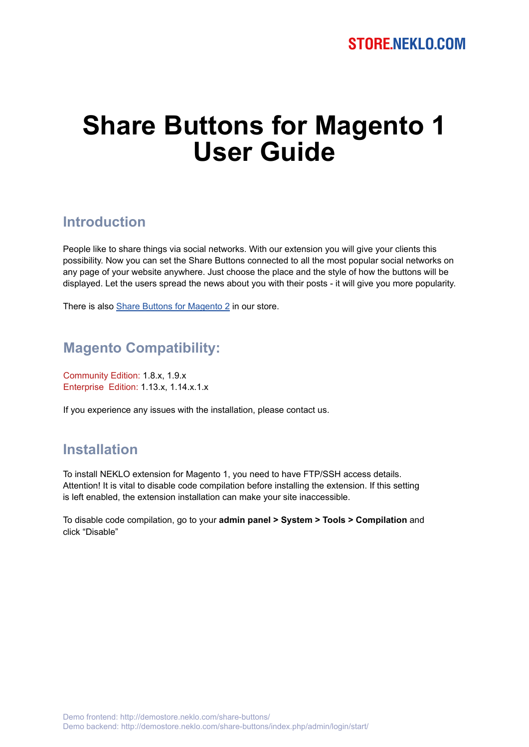STORE.NEKLO.COM

# Share Buttons for Magento 1 User Guide

## Introduction

People like to share things via social networks. With our extension you will give your clients this possibility. Now you can set the Share Buttons connected to all the most popular social networks on any page of your website anywhere. Just choose the place and the style of how the buttons will be displayed. Let the users spread the news about you with their posts - it will give you more popularity.

There is also [Share Buttons for Magento 2](#) in our store.

## Magento Compatibility:

Community Edition: 1.8.x, 1.9.x
Enterprise Edition: 1.13.x, 1.14.x.1.x

If you experience any issues with the installation, please contact us.

## Installation

To install NEKLO extension for Magento 1, you need to have FTP/SSH access details.
Attention! It is vital to disable code compilation before installing the extension. If this setting is left enabled, the extension installation can make your site inaccessible.

To disable code compilation, go to your **admin panel > System > Tools > Compilation** and click "Disable"

Demo frontend: http://demostore.neklo.com/share-buttons/
Demo backend: http://demostore.neklo.com/share-buttons/index.php/admin/login/start/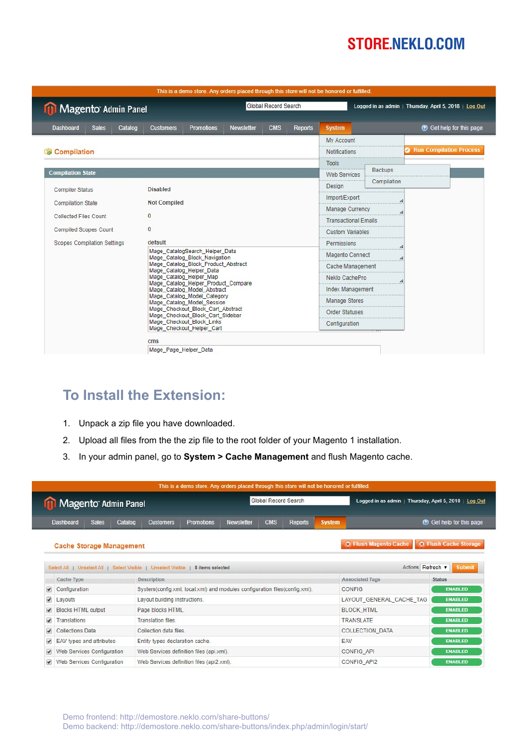## To Install the Extension:

1. Unpack a zip file you have downloaded.
2. Upload all files from the the zip file to the root folder of your Magento 1 installation.
3. In your admin panel, go to **System > Cache Management** and flush Magento cache.

Demo frontend: http://demostore.neklo.com/share-buttons/
Demo backend: http://demostore.neklo.com/share-buttons/index.php/admin/login/start/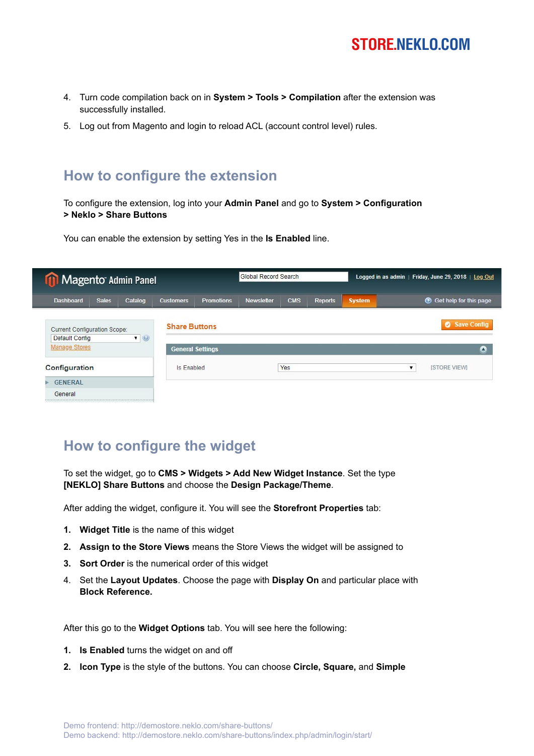4. Turn code compilation back on in **System > Tools > Compilation** after the extension was successfully installed.
5. Log out from Magento and login to reload ACL (account control level) rules.

## How to configure the extension

To configure the extension, log into your **Admin Panel** and go to **System > Configuration > Neklo > Share Buttons**

You can enable the extension by setting Yes in the **Is Enabled** line.

## How to configure the widget

To set the widget, go to **CMS > Widgets > Add New Widget Instance**. Set the type **[NEKLO] Share Buttons** and choose the **Design Package/Theme**.

After adding the widget, configure it. You will see the **Storefront Properties** tab:

1. **Widget Title** is the name of this widget
2. **Assign to the Store Views** means the Store Views the widget will be assigned to
3. **Sort Order** is the numerical order of this widget
4. Set the **Layout Updates**. Choose the page with **Display On** and particular place with **Block Reference.**

After this go to the **Widget Options** tab. You will see here the following:

1. **Is Enabled** turns the widget on and off
2. **Icon Type** is the style of the buttons. You can choose **Circle, Square,** and **Simple**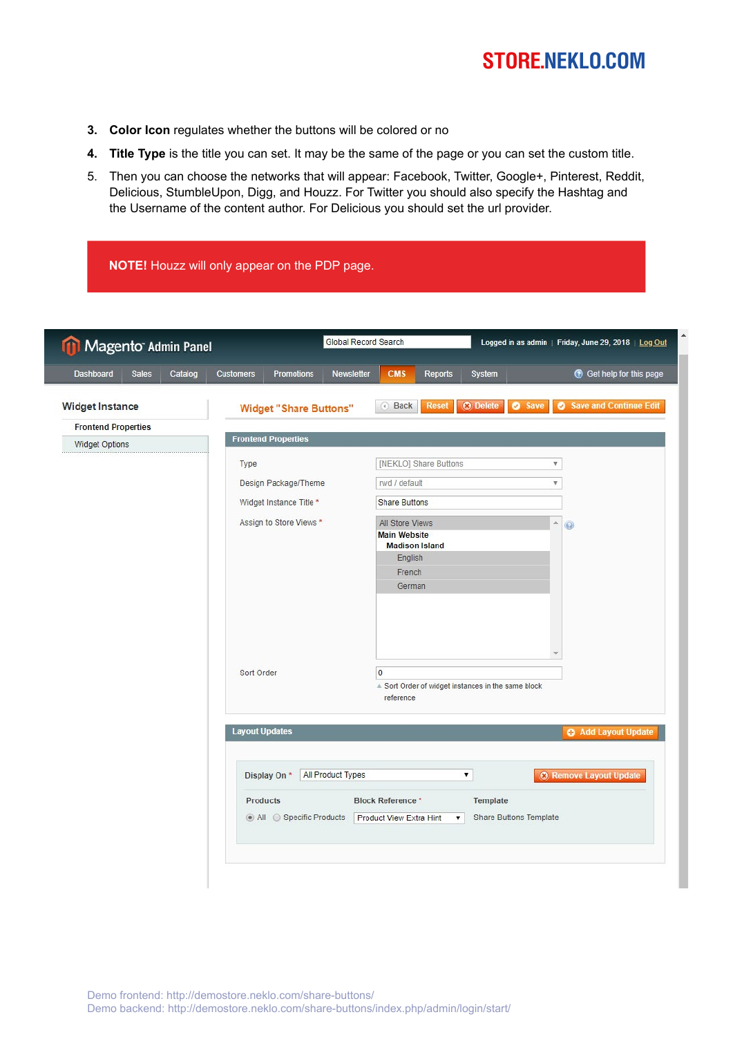3. **Color Icon** regulates whether the buttons will be colored or no
4. **Title Type** is the title you can set. It may be the same of the page or you can set the custom title.
5. Then you can choose the networks that will appear: Facebook, Twitter, Google+, Pinterest, Reddit, Delicious, StumbleUpon, Digg, and Houzz. For Twitter you should also specify the Hashtag and the Username of the content author. For Delicious you should set the url provider.

**NOTE!** Houzz will only appear on the PDP page.

Demo frontend: http://demostore.neklo.com/share-buttons/
Demo backend: http://demostore.neklo.com/share-buttons/index.php/admin/login/start/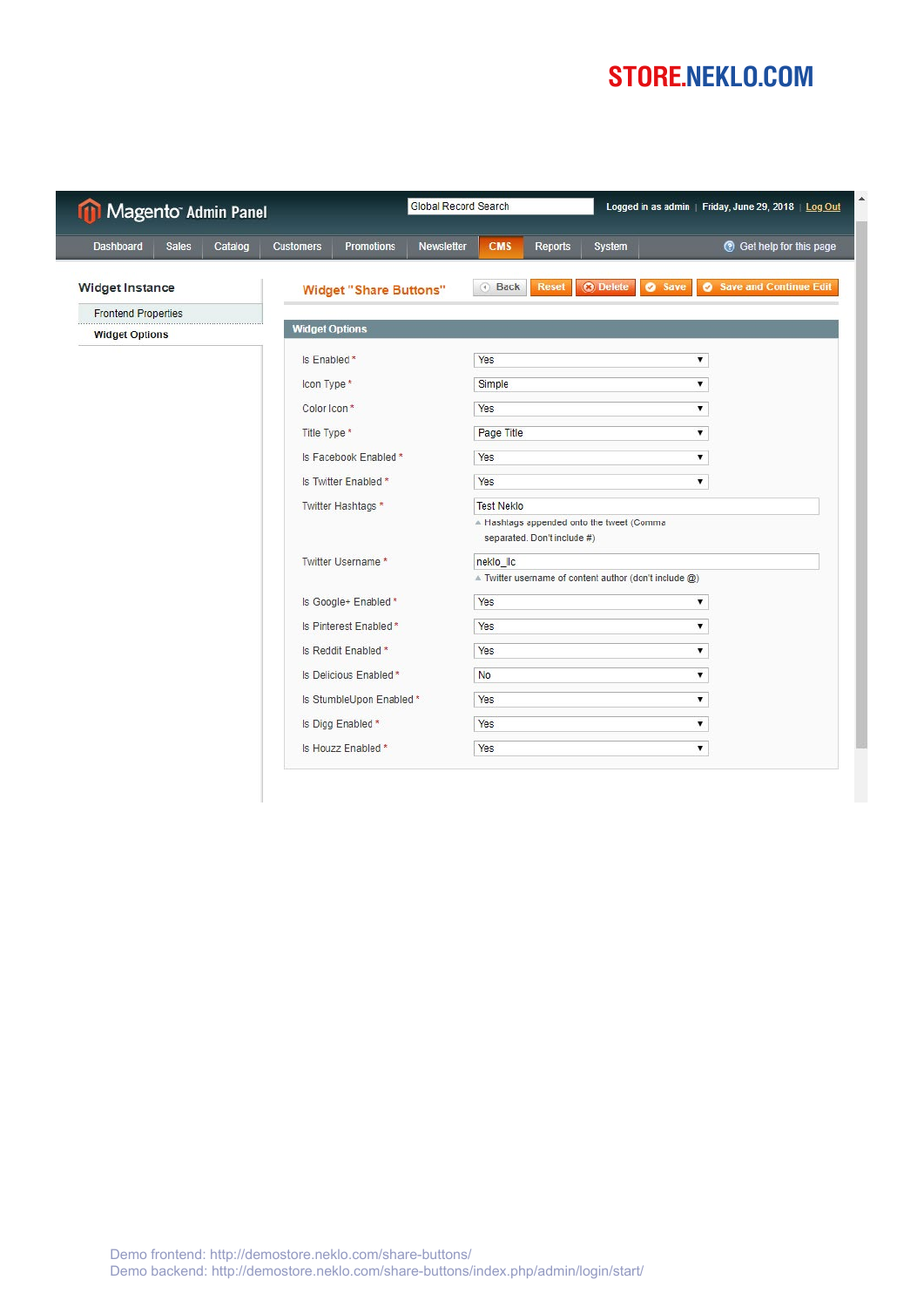STORE.NEKLO.COM

Magento Admin Panel

Global Record Search | Logged in as admin | Friday, June 29, 2018 | Log Out

Dashboard | Sales | Catalog | Customers | Promotions | Newsletter | CMS | Reports | System | Get help for this page

**Widget Instance**

- Frontend Properties
- Widget Options

**Widget "Share Buttons"**

Back | Reset | Delete | Save | Save and Continue Edit

**Widget Options**

| Field | Value |
| --- | --- |
| Is Enabled * | Yes |
| Icon Type * | Simple |
| Color Icon * | Yes |
| Title Type * | Page Title |
| Is Facebook Enabled * | Yes |
| Is Twitter Enabled * | Yes |
| Twitter Hashtags * | Test Neklo<br>Hashtags appended onto the tweet (Comma separated. Don't include #) |
| Twitter Username * | neklo_llc<br>Twitter username of content author (don't include @) |
| Is Google+ Enabled * | Yes |
| Is Pinterest Enabled * | Yes |
| Is Reddit Enabled * | Yes |
| Is Delicious Enabled * | No |
| Is StumbleUpon Enabled * | Yes |
| Is Digg Enabled * | Yes |
| Is Houzz Enabled * | Yes |

Demo frontend: http://demostore.neklo.com/share-buttons/
Demo backend: http://demostore.neklo.com/share-buttons/index.php/admin/login/start/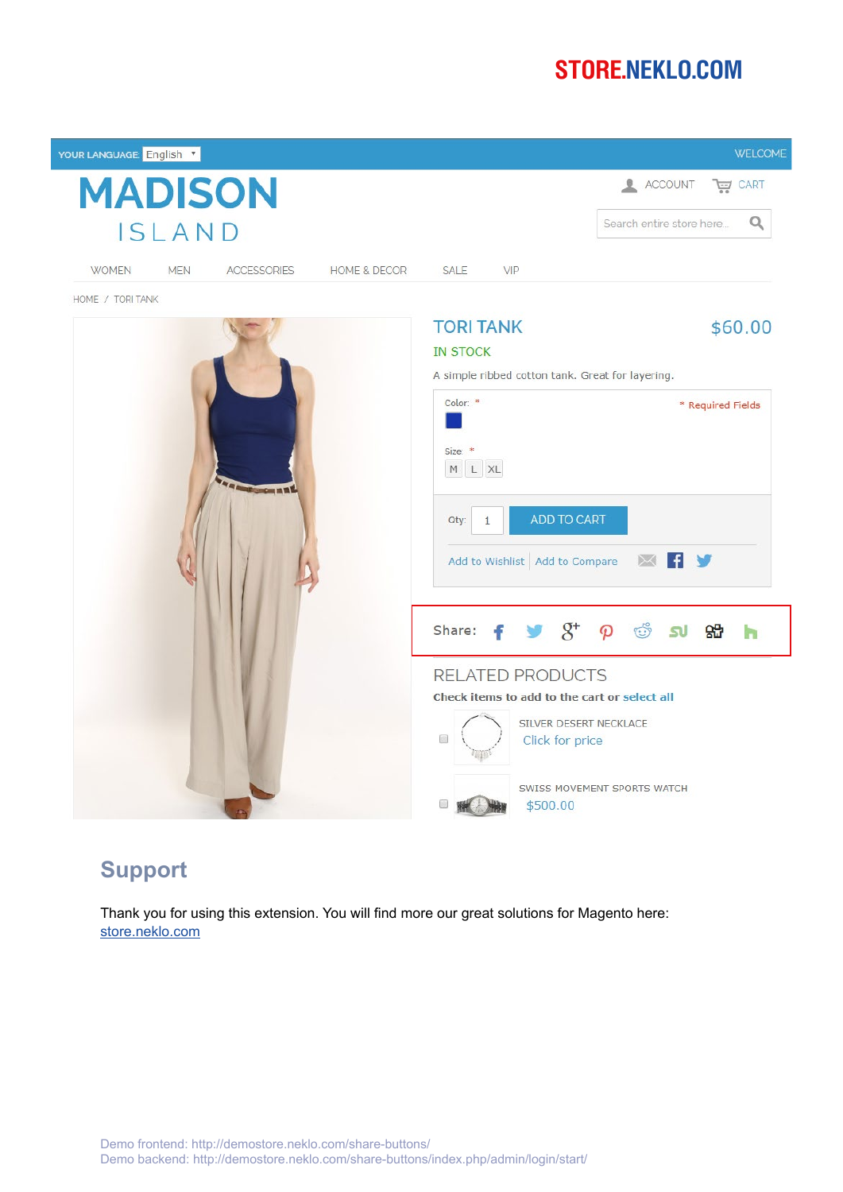STORE.NEKLO.COM

YOUR LANGUAGE: English

WELCOME

MADISON ISLAND

ACCOUNT CART

Search entire store here...

WOMEN MEN ACCESSORIES HOME & DECOR SALE VIP

HOME / TORI TANK

TORI TANK

$60.00

IN STOCK

A simple ribbed cotton tank. Great for layering.

Color: *

* Required Fields

Size: *

M L XL

Qty: 1

ADD TO CART

Add to Wishlist | Add to Compare

Share:

RELATED PRODUCTS

Check items to add to the cart or select all

SILVER DESERT NECKLACE

Click for price

SWISS MOVEMENT SPORTS WATCH

$500.00

## Support

Thank you for using this extension. You will find more our great solutions for Magento here: store.neklo.com

Demo frontend: http://demostore.neklo.com/share-buttons/
Demo backend: http://demostore.neklo.com/share-buttons/index.php/admin/login/start/